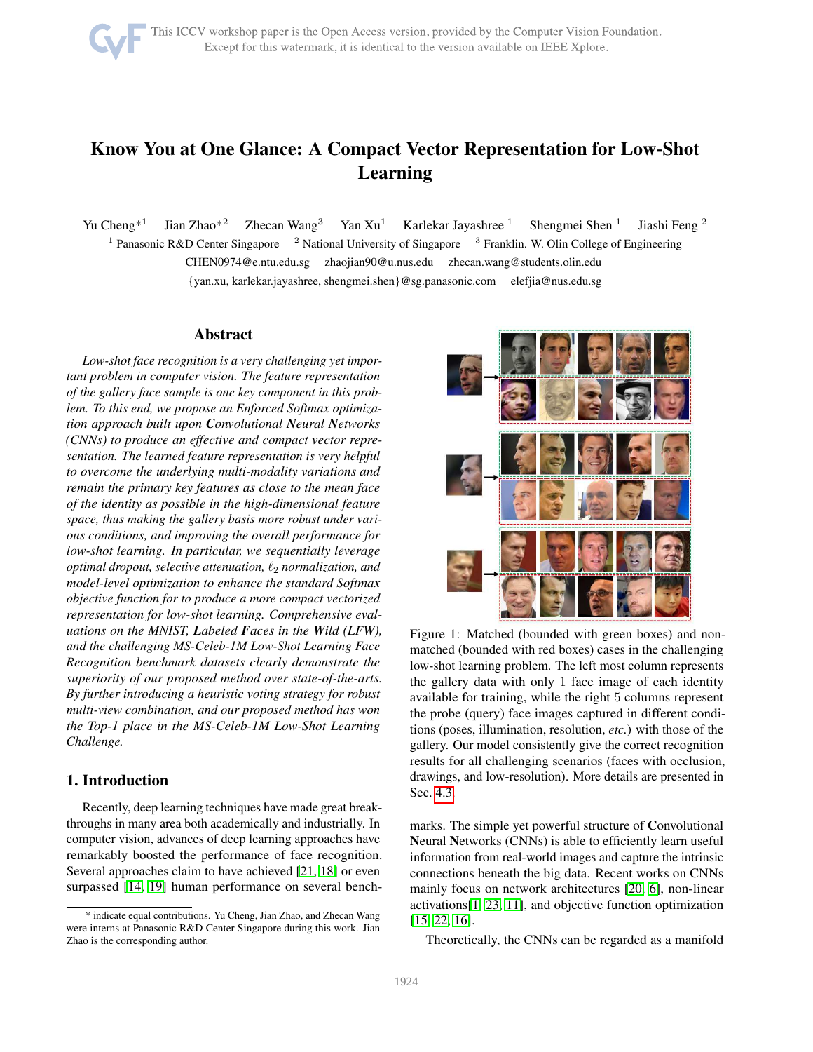# Know You at One Glance: A Compact Vector Representation for Low-Shot Learning

Yu Cheng*[1] Jian Zhao*[2] Zhecan Wang[3] Yan Xu[1] Karlekar Jayashree [1] Shengmei Shen [1] Jiashi Feng [2]

[1] Panasonic R&D Center Singapore [2] National University of Singapore [3] Franklin. W. Olin College of Engineering

CHEN0974@e.ntu.edu.sg zhaojian90@u.nus.edu zhecan.wang@students.olin.edu

{yan.xu, karlekar.jayashree, shengmei.shen}@sg.panasonic.com elefjia@nus.edu.sg

## Abstract

*Low-shot face recognition is a very challenging yet important problem in computer vision. The feature representation of the gallery face sample is one key component in this problem. To this end, we propose an Enforced Softmax optimization approach built upon **C**onvolutional **N**eural **N**etworks (CNNs) to produce an effective and compact vector representation. The learned feature representation is very helpful to overcome the underlying multi-modality variations and remain the primary key features as close to the mean face of the identity as possible in the high-dimensional feature space, thus making the gallery basis more robust under various conditions, and improving the overall performance for low-shot learning. In particular, we sequentially leverage optimal dropout, selective attenuation, $\ell_2$ normalization, and model-level optimization to enhance the standard Softmax objective function for to produce a more compact vectorized representation for low-shot learning. Comprehensive evaluations on the MNIST, **L**abeled **F**aces in the **W**ild (LFW), and the challenging MS-Celeb-1M Low-Shot Learning Face Recognition benchmark datasets clearly demonstrate the superiority of our proposed method over state-of-the-arts. By further introducing a heuristic voting strategy for robust multi-view combination, and our proposed method has won the Top-1 place in the MS-Celeb-1M Low-Shot Learning Challenge.*

## 1. Introduction

Recently, deep learning techniques have made great breakthroughs in many area both academically and industrially. In computer vision, advances of deep learning approaches have remarkably boosted the performance of face recognition. Several approaches claim to have achieved [21, 18] or even surpassed [14, 19] human performance on several benchmarks. The simple yet powerful structure of **C**onvolutional **N**eural **N**etworks (CNNs) is able to efficiently learn useful information from real-world images and capture the intrinsic connections beneath the big data. Recent works on CNNs mainly focus on network architectures [20, 6], non-linear activations[1, 23, 11], and objective function optimization [15, 22, 16].

Figure 1: Matched (bounded with green boxes) and non-matched (bounded with red boxes) cases in the challenging low-shot learning problem. The left most column represents the gallery data with only 1 face image of each identity available for training, while the right 5 columns represent the probe (query) face images captured in different conditions (poses, illumination, resolution, *etc.*) with those of the gallery. Our model consistently give the correct recognition results for all challenging scenarios (faces with occlusion, drawings, and low-resolution). More details are presented in Sec. 4.3

Theoretically, the CNNs can be regarded as a manifold

---

* indicate equal contributions. Yu Cheng, Jian Zhao, and Zhecan Wang were interns at Panasonic R&D Center Singapore during this work. Jian Zhao is the corresponding author.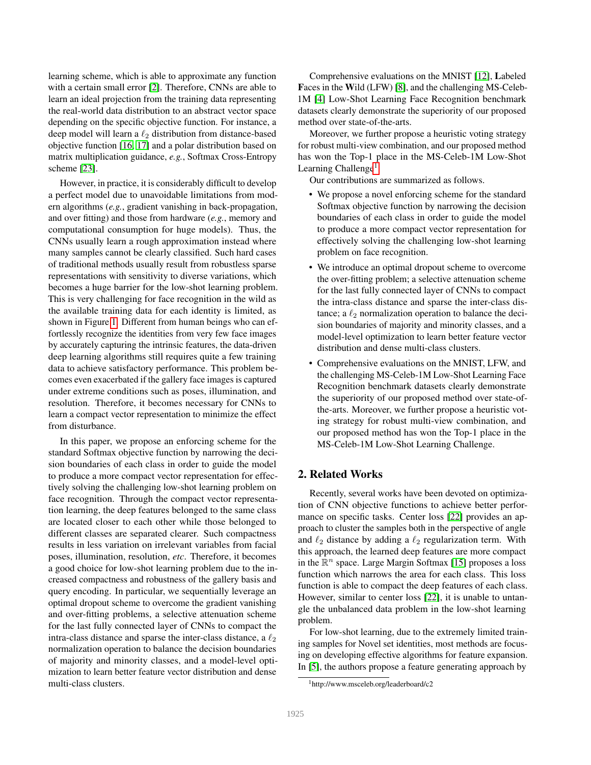learning scheme, which is able to approximate any function with a certain small error [2]. Therefore, CNNs are able to learn an ideal projection from the training data representing the real-world data distribution to an abstract vector space depending on the specific objective function. For instance, a deep model will learn a $\ell_2$ distribution from distance-based objective function [16, 17] and a polar distribution based on matrix multiplication guidance, *e.g.*, Softmax Cross-Entropy scheme [23].

However, in practice, it is considerably difficult to develop a perfect model due to unavoidable limitations from modern algorithms (*e.g.*, gradient vanishing in back-propagation, and over fitting) and those from hardware (*e.g.*, memory and computational consumption for huge models). Thus, the CNNs usually learn a rough approximation instead where many samples cannot be clearly classified. Such hard cases of traditional methods usually result from robustless sparse representations with sensitivity to diverse variations, which becomes a huge barrier for the low-shot learning problem. This is very challenging for face recognition in the wild as the available training data for each identity is limited, as shown in Figure 1. Different from human beings who can effortlessly recognize the identities from very few face images by accurately capturing the intrinsic features, the data-driven deep learning algorithms still requires quite a few training data to achieve satisfactory performance. This problem becomes even exacerbated if the gallery face images is captured under extreme conditions such as poses, illumination, and resolution. Therefore, it becomes necessary for CNNs to learn a compact vector representation to minimize the effect from disturbance.

In this paper, we propose an enforcing scheme for the standard Softmax objective function by narrowing the decision boundaries of each class in order to guide the model to produce a more compact vector representation for effectively solving the challenging low-shot learning problem on face recognition. Through the compact vector representation learning, the deep features belonged to the same class are located closer to each other while those belonged to different classes are separated clearer. Such compactness results in less variation on irrelevant variables from facial poses, illumination, resolution, *etc*. Therefore, it becomes a good choice for low-shot learning problem due to the increased compactness and robustness of the gallery basis and query encoding. In particular, we sequentially leverage an optimal dropout scheme to overcome the gradient vanishing and over-fitting problems, a selective attenuation scheme for the last fully connected layer of CNNs to compact the intra-class distance and sparse the inter-class distance, a $\ell_2$ normalization operation to balance the decision boundaries of majority and minority classes, and a model-level optimization to learn better feature vector distribution and dense multi-class clusters.

Comprehensive evaluations on the MNIST [12], **L**abeled **F**aces in the **W**ild (LFW) [8], and the challenging MS-Celeb-1M [4] Low-Shot Learning Face Recognition benchmark datasets clearly demonstrate the superiority of our proposed method over state-of-the-arts.

Moreover, we further propose a heuristic voting strategy for robust multi-view combination, and our proposed method has won the Top-1 place in the MS-Celeb-1M Low-Shot Learning Challenge[1].

Our contributions are summarized as follows.

- We propose a novel enforcing scheme for the standard Softmax objective function by narrowing the decision boundaries of each class in order to guide the model to produce a more compact vector representation for effectively solving the challenging low-shot learning problem on face recognition.
- We introduce an optimal dropout scheme to overcome the over-fitting problem; a selective attenuation scheme for the last fully connected layer of CNNs to compact the intra-class distance and sparse the inter-class distance; a $\ell_2$ normalization operation to balance the decision boundaries of majority and minority classes, and a model-level optimization to learn better feature vector distribution and dense multi-class clusters.
- Comprehensive evaluations on the MNIST, LFW, and the challenging MS-Celeb-1M Low-Shot Learning Face Recognition benchmark datasets clearly demonstrate the superiority of our proposed method over state-of-the-arts. Moreover, we further propose a heuristic voting strategy for robust multi-view combination, and our proposed method has won the Top-1 place in the MS-Celeb-1M Low-Shot Learning Challenge.

## 2. Related Works

Recently, several works have been devoted on optimization of CNN objective functions to achieve better performance on specific tasks. Center loss [22] provides an approach to cluster the samples both in the perspective of angle and $\ell_2$ distance by adding a $\ell_2$ regularization term. With this approach, the learned deep features are more compact in the $\mathbb{R}^n$ space. Large Margin Softmax [15] proposes a loss function which narrows the area for each class. This loss function is able to compact the deep features of each class. However, similar to center loss [22], it is unable to untangle the unbalanced data problem in the low-shot learning problem.

For low-shot learning, due to the extremely limited training samples for Novel set identities, most methods are focusing on developing effective algorithms for feature expansion. In [5], the authors propose a feature generating approach by

[1] http://www.msceleb.org/leaderboard/c2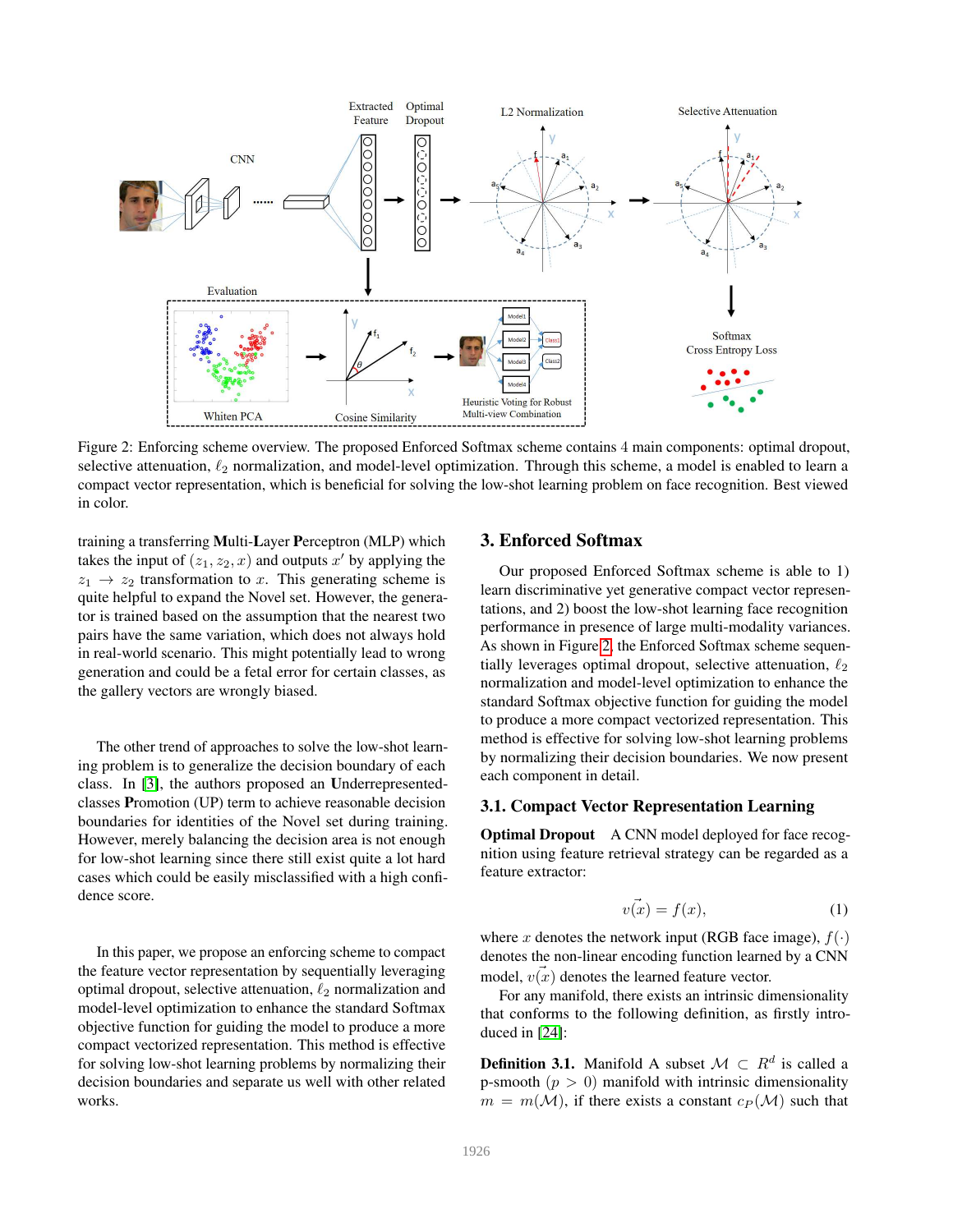Figure 2: Enforcing scheme overview. The proposed Enforced Softmax scheme contains 4 main components: optimal dropout, selective attenuation, $\ell_2$ normalization, and model-level optimization. Through this scheme, a model is enabled to learn a compact vector representation, which is beneficial for solving the low-shot learning problem on face recognition. Best viewed in color.

training a transferring **M**ulti-**L**ayer **P**erceptron (MLP) which takes the input of $(z_1, z_2, x)$ and outputs $x'$ by applying the $z_1 \rightarrow z_2$ transformation to $x$. This generating scheme is quite helpful to expand the Novel set. However, the generator is trained based on the assumption that the nearest two pairs have the same variation, which does not always hold in real-world scenario. This might potentially lead to wrong generation and could be a fetal error for certain classes, as the gallery vectors are wrongly biased.

The other trend of approaches to solve the low-shot learning problem is to generalize the decision boundary of each class. In [3], the authors proposed an **U**nderrepresented-classes **P**romotion (UP) term to achieve reasonable decision boundaries for identities of the Novel set during training. However, merely balancing the decision area is not enough for low-shot learning since there still exist quite a lot hard cases which could be easily misclassified with a high confidence score.

In this paper, we propose an enforcing scheme to compact the feature vector representation by sequentially leveraging optimal dropout, selective attenuation, $\ell_2$ normalization and model-level optimization to enhance the standard Softmax objective function for guiding the model to produce a more compact vectorized representation. This method is effective for solving low-shot learning problems by normalizing their decision boundaries and separate us well with other related works.

## 3. Enforced Softmax

Our proposed Enforced Softmax scheme is able to 1) learn discriminative yet generative compact vector representations, and 2) boost the low-shot learning face recognition performance in presence of large multi-modality variances. As shown in Figure 2, the Enforced Softmax scheme sequentially leverages optimal dropout, selective attenuation, $\ell_2$ normalization and model-level optimization to enhance the standard Softmax objective function for guiding the model to produce a more compact vectorized representation. This method is effective for solving low-shot learning problems by normalizing their decision boundaries. We now present each component in detail.

### 3.1. Compact Vector Representation Learning

**Optimal Dropout** A CNN model deployed for face recognition using feature retrieval strategy can be regarded as a feature extractor:

$$v(\vec{x}) = f(x), \tag{1}$$

where $x$ denotes the network input (RGB face image), $f(\cdot)$ denotes the non-linear encoding function learned by a CNN model, $v(\vec{x})$ denotes the learned feature vector.

For any manifold, there exists an intrinsic dimensionality that conforms to the following definition, as firstly introduced in [24]:

**Definition 3.1.** Manifold A subset $\mathcal{M} \subset R^d$ is called a p-smooth $(p > 0)$ manifold with intrinsic dimensionality $m = m(\mathcal{M})$, if there exists a constant $c_P(\mathcal{M})$ such that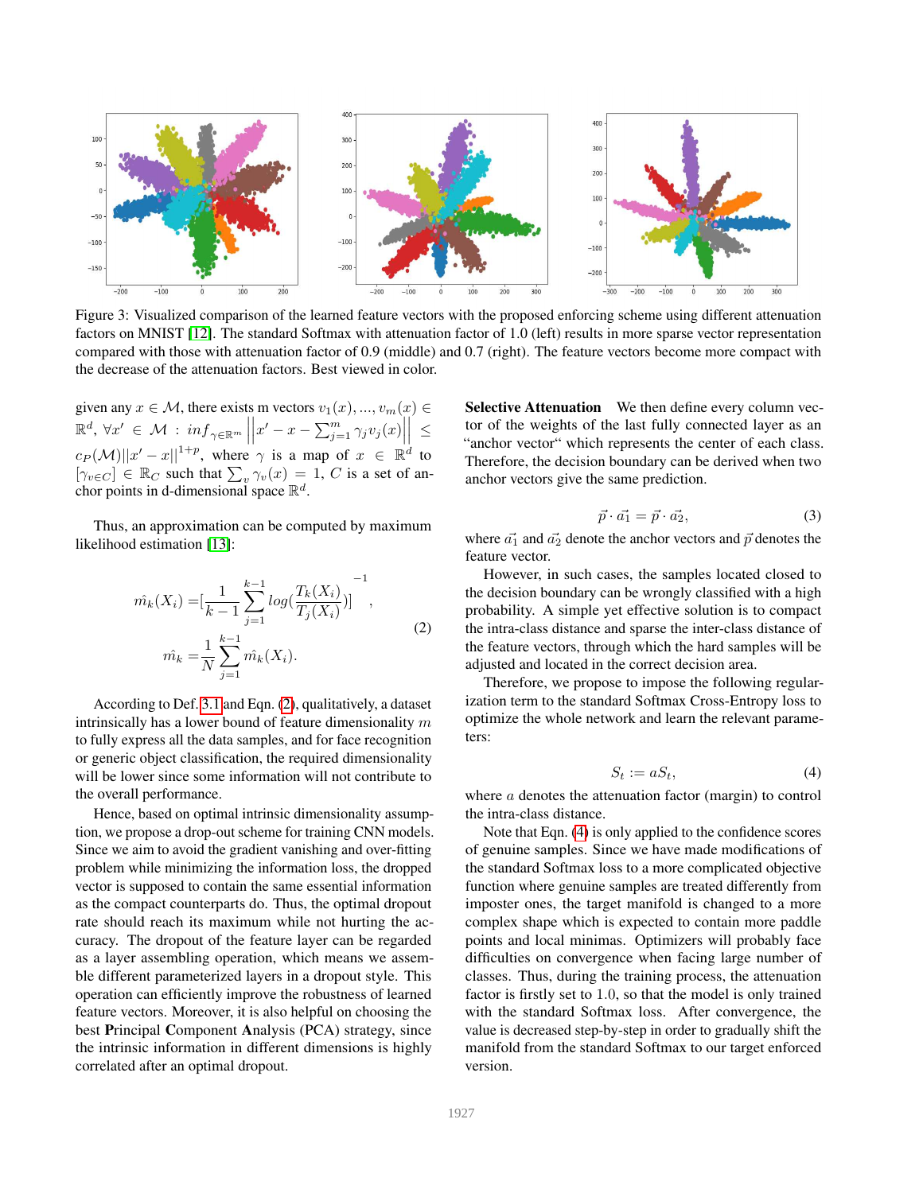Figure 3: Visualized comparison of the learned feature vectors with the proposed enforcing scheme using different attenuation factors on MNIST [12]. The standard Softmax with attenuation factor of 1.0 (left) results in more sparse vector representation compared with those with attenuation factor of 0.9 (middle) and 0.7 (right). The feature vectors become more compact with the decrease of the attenuation factors. Best viewed in color.

given any $x \in \mathcal{M}$, there exists m vectors $v_1(x), ..., v_m(x) \in \mathbb{R}^d$, $\forall x' \in \mathcal{M}$ : $inf_{\gamma \in \mathbb{R}^m} \left|\left| x' - x - \sum_{j=1}^{m} \gamma_j v_j(x) \right|\right| \leq c_P(\mathcal{M}) ||x' - x||^{1+p}$, where $\gamma$ is a map of $x \in \mathbb{R}^d$ to $[\gamma_{v \in C}] \in \mathbb{R}_C$ such that $\sum_v \gamma_v(x) = 1$, $C$ is a set of anchor points in d-dimensional space $\mathbb{R}^d$.

Thus, an approximation can be computed by maximum likelihood estimation [13]:

$$
\begin{aligned}
\hat{m_k}(X_i) &= [\frac{1}{k-1} \sum_{j=1}^{k-1} log(\frac{T_k(X_i)}{T_j(X_i)})]^{-1}, \\
\hat{m_k} &= \frac{1}{N} \sum_{j=1}^{k-1} \hat{m_k}(X_i).
\end{aligned} \tag{2}
$$

According to Def. 3.1 and Eqn. (2), qualitatively, a dataset intrinsically has a lower bound of feature dimensionality $m$ to fully express all the data samples, and for face recognition or generic object classification, the required dimensionality will be lower since some information will not contribute to the overall performance.

Hence, based on optimal intrinsic dimensionality assumption, we propose a drop-out scheme for training CNN models. Since we aim to avoid the gradient vanishing and over-fitting problem while minimizing the information loss, the dropped vector is supposed to contain the same essential information as the compact counterparts do. Thus, the optimal dropout rate should reach its maximum while not hurting the accuracy. The dropout of the feature layer can be regarded as a layer assembling operation, which means we assemble different parameterized layers in a dropout style. This operation can efficiently improve the robustness of learned feature vectors. Moreover, it is also helpful on choosing the best **P**rincipal **C**omponent **A**nalysis (PCA) strategy, since the intrinsic information in different dimensions is highly correlated after an optimal dropout.

**Selective Attenuation** We then define every column vector of the weights of the last fully connected layer as an "anchor vector" which represents the center of each class. Therefore, the decision boundary can be derived when two anchor vectors give the same prediction.

$$
\vec{p} \cdot \vec{a_1} = \vec{p} \cdot \vec{a_2}, \tag{3}
$$

where $\vec{a_1}$ and $\vec{a_2}$ denote the anchor vectors and $\vec{p}$ denotes the feature vector.

However, in such cases, the samples located closed to the decision boundary can be wrongly classified with a high probability. A simple yet effective solution is to compact the intra-class distance and sparse the inter-class distance of the feature vectors, through which the hard samples will be adjusted and located in the correct decision area.

Therefore, we propose to impose the following regularization term to the standard Softmax Cross-Entropy loss to optimize the whole network and learn the relevant parameters:

$$
S_t := aS_t, \tag{4}
$$

where $a$ denotes the attenuation factor (margin) to control the intra-class distance.

Note that Eqn. (4) is only applied to the confidence scores of genuine samples. Since we have made modifications of the standard Softmax loss to a more complicated objective function where genuine samples are treated differently from imposter ones, the target manifold is changed to a more complex shape which is expected to contain more paddle points and local minimas. Optimizers will probably face difficulties on convergence when facing large number of classes. Thus, during the training process, the attenuation factor is firstly set to 1.0, so that the model is only trained with the standard Softmax loss. After convergence, the value is decreased step-by-step in order to gradually shift the manifold from the standard Softmax to our target enforced version.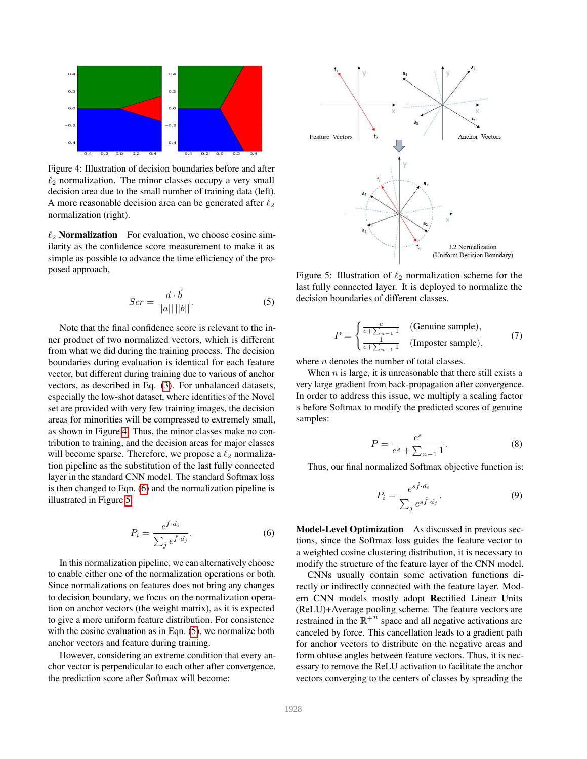Figure 4: Illustration of decision boundaries before and after $\ell_2$ normalization. The minor classes occupy a very small decision area due to the small number of training data (left). A more reasonable decision area can be generated after $\ell_2$ normalization (right).

**$\ell_2$ Normalization** For evaluation, we choose cosine similarity as the confidence score measurement to make it as simple as possible to advance the time efficiency of the proposed approach,

$$Scr = \frac{\vec{a} \cdot \vec{b}}{||a|| \, ||b||}. \tag{5}$$

Note that the final confidence score is relevant to the inner product of two normalized vectors, which is different from what we did during the training process. The decision boundaries during evaluation is identical for each feature vector, but different during training due to various of anchor vectors, as described in Eq. (3). For unbalanced datasets, especially the low-shot dataset, where identities of the Novel set are provided with very few training images, the decision areas for minorities will be compressed to extremely small, as shown in Figure 4. Thus, the minor classes make no contribution to training, and the decision areas for major classes will become sparse. Therefore, we propose a $\ell_2$ normalization pipeline as the substitution of the last fully connected layer in the standard CNN model. The standard Softmax loss is then changed to Eqn. (6) and the normalization pipeline is illustrated in Figure 5.

$$P_i = \frac{e^{\hat{f} \cdot \hat{a_i}}}{\sum_j e^{\hat{f} \cdot \hat{a_j}}}. \tag{6}$$

In this normalization pipeline, we can alternatively choose to enable either one of the normalization operations or both. Since normalizations on features does not bring any changes to decision boundary, we focus on the normalization operation on anchor vectors (the weight matrix), as it is expected to give a more uniform feature distribution. For consistence with the cosine evaluation as in Eqn. (5), we normalize both anchor vectors and feature during training.

However, considering an extreme condition that every anchor vector is perpendicular to each other after convergence, the prediction score after Softmax will become:

Figure 5: Illustration of $\ell_2$ normalization scheme for the last fully connected layer. It is deployed to normalize the decision boundaries of different classes.

$$P = \begin{cases} \frac{e}{e + \sum_{n-1} 1} & \text{(Genuine sample)}, \\ \frac{1}{e + \sum_{n-1} 1} & \text{(Imposter sample)}, \end{cases} \tag{7}$$

where $n$ denotes the number of total classes.

When $n$ is large, it is unreasonable that there still exists a very large gradient from back-propagation after convergence. In order to address this issue, we multiply a scaling factor $s$ before Softmax to modify the predicted scores of genuine samples:

$$P = \frac{e^s}{e^s + \sum_{n-1} 1}. \tag{8}$$

Thus, our final normalized Softmax objective function is:

$$P_i = \frac{e^{s \hat{f} \cdot \hat{a_i}}}{\sum_j e^{s \hat{f} \cdot \hat{a_j}}}. \tag{9}$$

**Model-Level Optimization** As discussed in previous sections, since the Softmax loss guides the feature vector to a weighted cosine clustering distribution, it is necessary to modify the structure of the feature layer of the CNN model.

CNNs usually contain some activation functions directly or indirectly connected with the feature layer. Modern CNN models mostly adopt **Re**ctified **L**inear **U**nits (ReLU)+Average pooling scheme. The feature vectors are restrained in the $\mathbb{R}^{+n}$ space and all negative activations are canceled by force. This cancellation leads to a gradient path for anchor vectors to distribute on the negative areas and form obtuse angles between feature vectors. Thus, it is necessary to remove the ReLU activation to facilitate the anchor vectors converging to the centers of classes by spreading the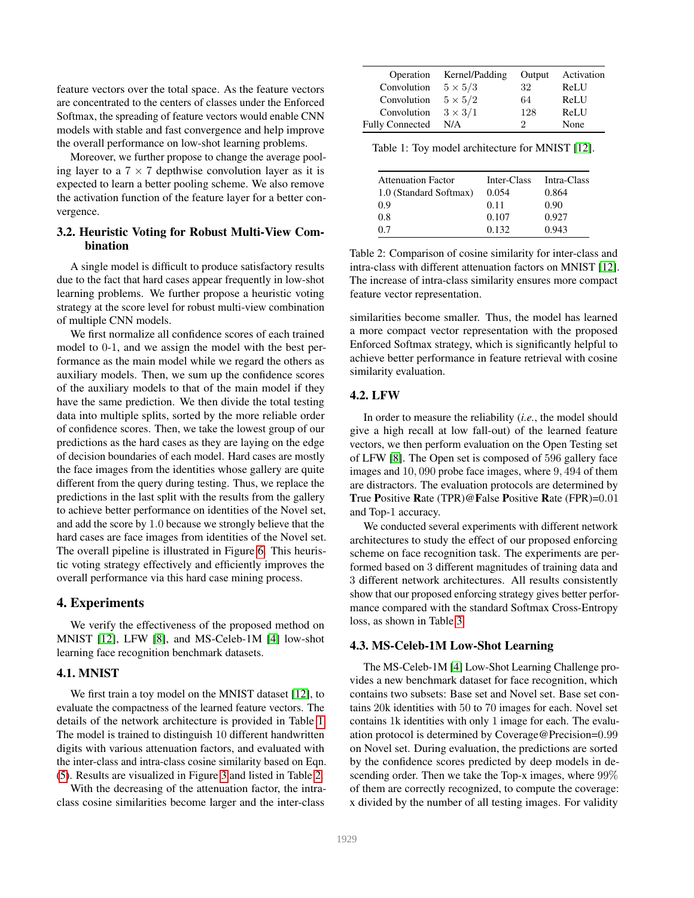feature vectors over the total space. As the feature vectors are concentrated to the centers of classes under the Enforced Softmax, the spreading of feature vectors would enable CNN models with stable and fast convergence and help improve the overall performance on low-shot learning problems.

Moreover, we further propose to change the average pooling layer to a $7 \times 7$ depthwise convolution layer as it is expected to learn a better pooling scheme. We also remove the activation function of the feature layer for a better convergence.

### 3.2. Heuristic Voting for Robust Multi-View Combination

A single model is difficult to produce satisfactory results due to the fact that hard cases appear frequently in low-shot learning problems. We further propose a heuristic voting strategy at the score level for robust multi-view combination of multiple CNN models.

We first normalize all confidence scores of each trained model to 0-1, and we assign the model with the best performance as the main model while we regard the others as auxiliary models. Then, we sum up the confidence scores of the auxiliary models to that of the main model if they have the same prediction. We then divide the total testing data into multiple splits, sorted by the more reliable order of confidence scores. Then, we take the lowest group of our predictions as the hard cases as they are laying on the edge of decision boundaries of each model. Hard cases are mostly the face images from the identities whose gallery are quite different from the query during testing. Thus, we replace the predictions in the last split with the results from the gallery to achieve better performance on identities of the Novel set, and add the score by 1.0 because we strongly believe that the hard cases are face images from identities of the Novel set. The overall pipeline is illustrated in Figure 6. This heuristic voting strategy effectively and efficiently improves the overall performance via this hard case mining process.

## 4. Experiments

We verify the effectiveness of the proposed method on MNIST [12], LFW [8], and MS-Celeb-1M [4] low-shot learning face recognition benchmark datasets.

### 4.1. MNIST

We first train a toy model on the MNIST dataset [12], to evaluate the compactness of the learned feature vectors. The details of the network architecture is provided in Table 1. The model is trained to distinguish 10 different handwritten digits with various attenuation factors, and evaluated with the inter-class and intra-class cosine similarity based on Eqn. (5). Results are visualized in Figure 3 and listed in Table 2.

With the decreasing of the attenuation factor, the intra-class cosine similarities become larger and the inter-class similarities become smaller. Thus, the model has learned a more compact vector representation with the proposed Enforced Softmax strategy, which is significantly helpful to achieve better performance in feature retrieval with cosine similarity evaluation.

| Operation | Kernel/Padding | Output | Activation |
|---|---|---|---|
| Convolution | $5 \times 5/3$ | 32 | ReLU |
| Convolution | $5 \times 5/2$ | 64 | ReLU |
| Convolution | $3 \times 3/1$ | 128 | ReLU |
| Fully Connected | N/A | 2 | None |

Table 1: Toy model architecture for MNIST [12].

| Attenuation Factor | Inter-Class | Intra-Class |
|---|---|---|
| 1.0 (Standard Softmax) | 0.054 | 0.864 |
| 0.9 | 0.11 | 0.90 |
| 0.8 | 0.107 | 0.927 |
| 0.7 | 0.132 | 0.943 |

Table 2: Comparison of cosine similarity for inter-class and intra-class with different attenuation factors on MNIST [12]. The increase of intra-class similarity ensures more compact feature vector representation.

### 4.2. LFW

In order to measure the reliability (*i.e.*, the model should give a high recall at low fall-out) of the learned feature vectors, we then perform evaluation on the Open Testing set of LFW [8]. The Open set is composed of 596 gallery face images and 10,090 probe face images, where 9,494 of them are distractors. The evaluation protocols are determined by **T**rue **P**ositive **R**ate (TPR)@**F**alse **P**ositive **R**ate (FPR)=0.01 and Top-1 accuracy.

We conducted several experiments with different network architectures to study the effect of our proposed enforcing scheme on face recognition task. The experiments are performed based on 3 different magnitudes of training data and 3 different network architectures. All results consistently show that our proposed enforcing strategy gives better performance compared with the standard Softmax Cross-Entropy loss, as shown in Table 3.

### 4.3. MS-Celeb-1M Low-Shot Learning

The MS-Celeb-1M [4] Low-Shot Learning Challenge provides a new benchmark dataset for face recognition, which contains two subsets: Base set and Novel set. Base set contains 20k identities with 50 to 70 images for each. Novel set contains 1k identities with only 1 image for each. The evaluation protocol is determined by Coverage@Precision=0.99 on Novel set. During evaluation, the predictions are sorted by the confidence scores predicted by deep models in descending order. Then we take the Top-x images, where 99% of them are correctly recognized, to compute the coverage: x divided by the number of all testing images. For validity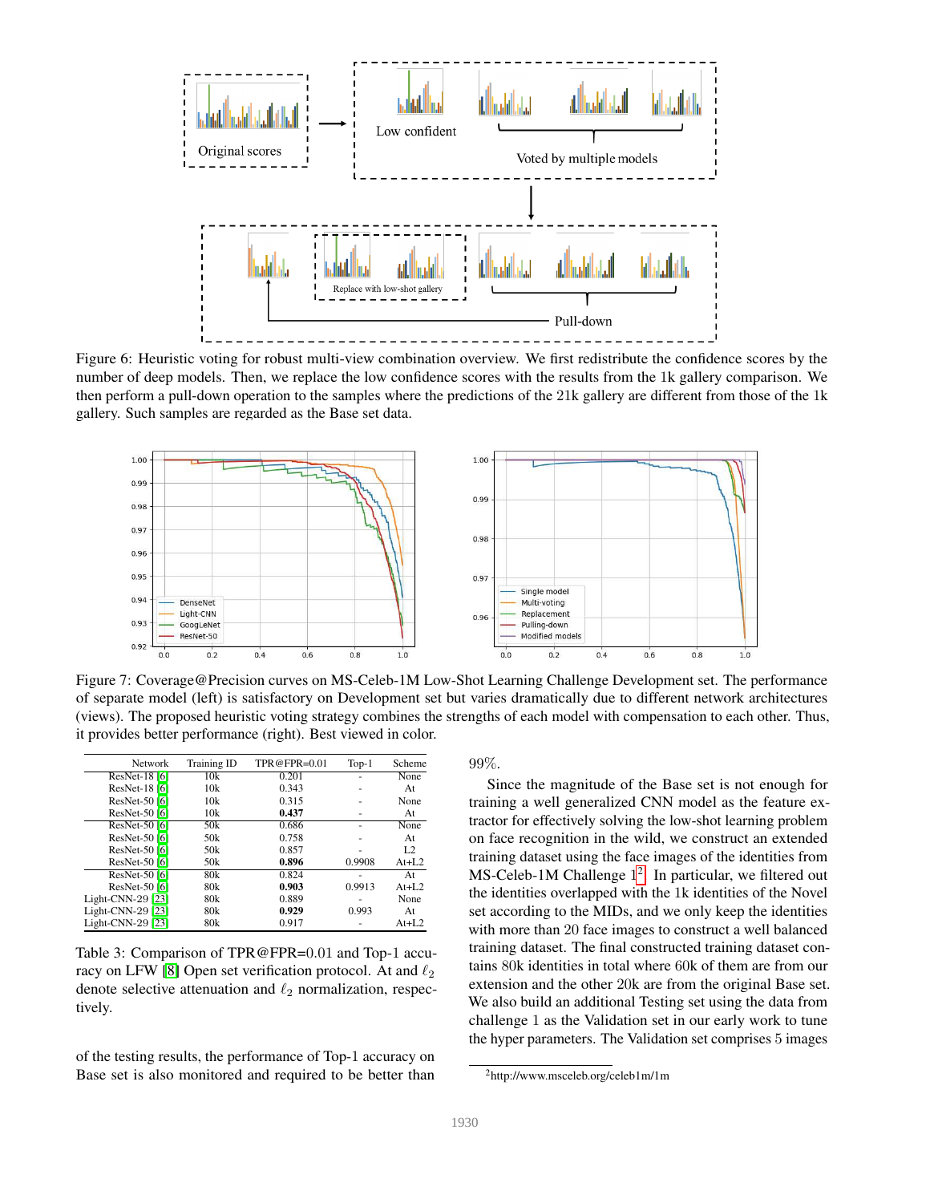Figure 6: Heuristic voting for robust multi-view combination overview. We first redistribute the confidence scores by the number of deep models. Then, we replace the low confidence scores with the results from the 1k gallery comparison. We then perform a pull-down operation to the samples where the predictions of the 21k gallery are different from those of the 1k gallery. Such samples are regarded as the Base set data.

Figure 7: Coverage@Precision curves on MS-Celeb-1M Low-Shot Learning Challenge Development set. The performance of separate model (left) is satisfactory on Development set but varies dramatically due to different network architectures (views). The proposed heuristic voting strategy combines the strengths of each model with compensation to each other. Thus, it provides better performance (right). Best viewed in color.

| Network | Training ID | TPR@FPR=0.01 | Top-1 | Scheme |
|---|---|---|---|---|
| ResNet-18 [6] | 10k | 0.201 | - | None |
| ResNet-18 [6] | 10k | 0.343 | - | At |
| ResNet-50 [6] | 10k | 0.315 | - | None |
| ResNet-50 [6] | 10k | **0.437** | - | At |
| ResNet-50 [6] | 50k | 0.686 | - | None |
| ResNet-50 [6] | 50k | 0.758 | - | At |
| ResNet-50 [6] | 50k | 0.857 | - | L2 |
| ResNet-50 [6] | 50k | **0.896** | 0.9908 | At+L2 |
| ResNet-50 [6] | 80k | 0.824 | - | At |
| ResNet-50 [6] | 80k | **0.903** | 0.9913 | At+L2 |
| Light-CNN-29 [23] | 80k | 0.889 | - | None |
| Light-CNN-29 [23] | 80k | **0.929** | 0.993 | At |
| Light-CNN-29 [23] | 80k | 0.917 | - | At+L2 |

Table 3: Comparison of TPR@FPR=0.01 and Top-1 accuracy on LFW [8] Open set verification protocol. At and $\ell_2$ denote selective attenuation and $\ell_2$ normalization, respectively.

of the testing results, the performance of Top-1 accuracy on Base set is also monitored and required to be better than 99%.

Since the magnitude of the Base set is not enough for training a well generalized CNN model as the feature extractor for effectively solving the low-shot learning problem on face recognition in the wild, we construct an extended training dataset using the face images of the identities from MS-Celeb-1M Challenge 1[2]. In particular, we filtered out the identities overlapped with the 1k identities of the Novel set according to the MIDs, and we only keep the identities with more than 20 face images to construct a well balanced training dataset. The final constructed training dataset contains 80k identities in total where 60k of them are from our extension and the other 20k are from the original Base set. We also build an additional Testing set using the data from challenge 1 as the Validation set in our early work to tune the hyper parameters. The Validation set comprises 5 images

[2] http://www.msceleb.org/celeb1m/1m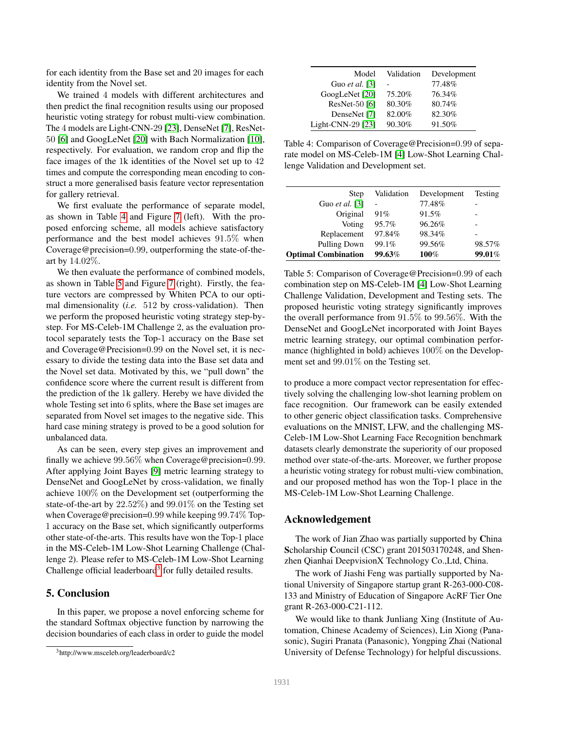for each identity from the Base set and 20 images for each identity from the Novel set.

We trained 4 models with different architectures and then predict the final recognition results using our proposed heuristic voting strategy for robust multi-view combination. The 4 models are Light-CNN-29 [23], DenseNet [7], ResNet-50 [6] and GoogLeNet [20] with Bach Normalization [10], respectively. For evaluation, we random crop and flip the face images of the 1k identities of the Novel set up to 42 times and compute the corresponding mean encoding to construct a more generalised basis feature vector representation for gallery retrieval.

We first evaluate the performance of separate model, as shown in Table 4 and Figure 7 (left). With the proposed enforcing scheme, all models achieve satisfactory performance and the best model achieves 91.5% when Coverage@precision=0.99, outperforming the state-of-the-art by 14.02%.

We then evaluate the performance of combined models, as shown in Table 5 and Figure 7 (right). Firstly, the feature vectors are compressed by Whiten PCA to our optimal dimensionality (*i.e.* 512 by cross-validation). Then we perform the proposed heuristic voting strategy step-by-step. For MS-Celeb-1M Challenge 2, as the evaluation protocol separately tests the Top-1 accuracy on the Base set and Coverage@Precision=0.99 on the Novel set, it is necessary to divide the testing data into the Base set data and the Novel set data. Motivated by this, we "pull down" the confidence score where the current result is different from the prediction of the 1k gallery. Hereby we have divided the whole Testing set into 6 splits, where the Base set images are separated from Novel set images to the negative side. This hard case mining strategy is proved to be a good solution for unbalanced data.

As can be seen, every step gives an improvement and finally we achieve 99.56% when Coverage@precision=0.99. After applying Joint Bayes [9] metric learning strategy to DenseNet and GoogLeNet by cross-validation, we finally achieve 100% on the Development set (outperforming the state-of-the-art by 22.52%) and 99.01% on the Testing set when Coverage@precision=0.99 while keeping 99.74% Top-1 accuracy on the Base set, which significantly outperforms other state-of-the-arts. This results have won the Top-1 place in the MS-Celeb-1M Low-Shot Learning Challenge (Challenge 2). Please refer to MS-Celeb-1M Low-Shot Learning Challenge official leaderboard[3] for fully detailed results.

## 5. Conclusion

In this paper, we propose a novel enforcing scheme for the standard Softmax objective function by narrowing the decision boundaries of each class in order to guide the model to produce a more compact vector representation for effectively solving the challenging low-shot learning problem on face recognition. Our framework can be easily extended to other generic object classification tasks. Comprehensive evaluations on the MNIST, LFW, and the challenging MS-Celeb-1M Low-Shot Learning Face Recognition benchmark datasets clearly demonstrate the superiority of our proposed method over state-of-arts. Moreover, we further propose a heuristic voting strategy for robust multi-view combination, and our proposed method has won the Top-1 place in the MS-Celeb-1M Low-Shot Learning Challenge.

[3] http://www.msceleb.org/leaderboard/c2

| Model | Validation | Development |
|---|---|---|
| Guo *et al.* [3] | - | 77.48% |
| GoogLeNet [20] | 75.20% | 76.34% |
| ResNet-50 [6] | 80.30% | 80.74% |
| DenseNet [7] | 82.00% | 82.30% |
| Light-CNN-29 [23] | 90.30% | 91.50% |

Table 4: Comparison of Coverage@Precision=0.99 of separate model on MS-Celeb-1M [4] Low-Shot Learning Challenge Validation and Development set.

| Step | Validation | Development | Testing |
|---|---|---|---|
| Guo *et al.* [3] | - | 77.48% | - |
| Original | 91% | 91.5% | - |
| Voting | 95.7% | 96.26% | - |
| Replacement | 97.84% | 98.34% | - |
| Pulling Down | 99.1% | 99.56% | 98.57% |
| **Optimal Combination** | **99.63%** | **100%** | **99.01%** |

Table 5: Comparison of Coverage@Precision=0.99 of each combination step on MS-Celeb-1M [4] Low-Shot Learning Challenge Validation, Development and Testing sets. The proposed heuristic voting strategy significantly improves the overall performance from 91.5% to 99.56%. With the DenseNet and GoogLeNet incorporated with Joint Bayes metric learning strategy, our optimal combination performance (highlighted in bold) achieves 100% on the Development set and 99.01% on the Testing set.

## Acknowledgement

The work of Jian Zhao was partially supported by **C**hina **S**cholarship **C**ouncil (CSC) grant 201503170248, and Shenzhen Qianhai DeepvisionX Technology Co.,Ltd, China.

The work of Jiashi Feng was partially supported by National University of Singapore startup grant R-263-000-C08-133 and Ministry of Education of Singapore AcRF Tier One grant R-263-000-C21-112.

We would like to thank Junliang Xing (Institute of Automation, Chinese Academy of Sciences), Lin Xiong (Panasonic), Sugiri Pranata (Panasonic), Yongping Zhai (National University of Defense Technology) for helpful discussions.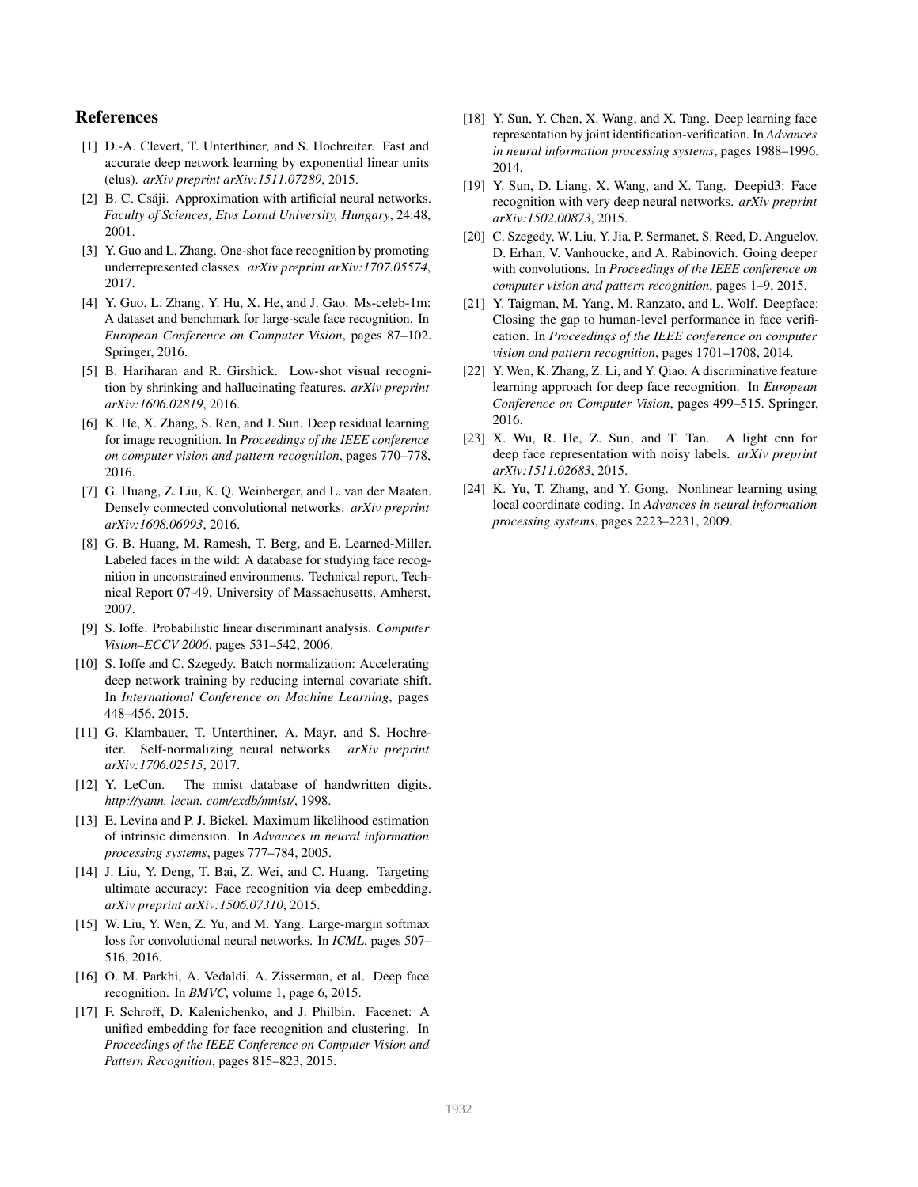## References

[1] D.-A. Clevert, T. Unterthiner, and S. Hochreiter. Fast and accurate deep network learning by exponential linear units (elus). *arXiv preprint arXiv:1511.07289*, 2015.

[2] B. C. Csáji. Approximation with artificial neural networks. *Faculty of Sciences, Etvs Lornd University, Hungary*, 24:48, 2001.

[3] Y. Guo and L. Zhang. One-shot face recognition by promoting underrepresented classes. *arXiv preprint arXiv:1707.05574*, 2017.

[4] Y. Guo, L. Zhang, Y. Hu, X. He, and J. Gao. Ms-celeb-1m: A dataset and benchmark for large-scale face recognition. In *European Conference on Computer Vision*, pages 87–102. Springer, 2016.

[5] B. Hariharan and R. Girshick. Low-shot visual recognition by shrinking and hallucinating features. *arXiv preprint arXiv:1606.02819*, 2016.

[6] K. He, X. Zhang, S. Ren, and J. Sun. Deep residual learning for image recognition. In *Proceedings of the IEEE conference on computer vision and pattern recognition*, pages 770–778, 2016.

[7] G. Huang, Z. Liu, K. Q. Weinberger, and L. van der Maaten. Densely connected convolutional networks. *arXiv preprint arXiv:1608.06993*, 2016.

[8] G. B. Huang, M. Ramesh, T. Berg, and E. Learned-Miller. Labeled faces in the wild: A database for studying face recognition in unconstrained environments. Technical report, Technical Report 07-49, University of Massachusetts, Amherst, 2007.

[9] S. Ioffe. Probabilistic linear discriminant analysis. *Computer Vision–ECCV 2006*, pages 531–542, 2006.

[10] S. Ioffe and C. Szegedy. Batch normalization: Accelerating deep network training by reducing internal covariate shift. In *International Conference on Machine Learning*, pages 448–456, 2015.

[11] G. Klambauer, T. Unterthiner, A. Mayr, and S. Hochreiter. Self-normalizing neural networks. *arXiv preprint arXiv:1706.02515*, 2017.

[12] Y. LeCun. The mnist database of handwritten digits. *http://yann. lecun. com/exdb/mnist/*, 1998.

[13] E. Levina and P. J. Bickel. Maximum likelihood estimation of intrinsic dimension. In *Advances in neural information processing systems*, pages 777–784, 2005.

[14] J. Liu, Y. Deng, T. Bai, Z. Wei, and C. Huang. Targeting ultimate accuracy: Face recognition via deep embedding. *arXiv preprint arXiv:1506.07310*, 2015.

[15] W. Liu, Y. Wen, Z. Yu, and M. Yang. Large-margin softmax loss for convolutional neural networks. In *ICML*, pages 507–516, 2016.

[16] O. M. Parkhi, A. Vedaldi, A. Zisserman, et al. Deep face recognition. In *BMVC*, volume 1, page 6, 2015.

[17] F. Schroff, D. Kalenichenko, and J. Philbin. Facenet: A unified embedding for face recognition and clustering. In *Proceedings of the IEEE Conference on Computer Vision and Pattern Recognition*, pages 815–823, 2015.

[18] Y. Sun, Y. Chen, X. Wang, and X. Tang. Deep learning face representation by joint identification-verification. In *Advances in neural information processing systems*, pages 1988–1996, 2014.

[19] Y. Sun, D. Liang, X. Wang, and X. Tang. Deepid3: Face recognition with very deep neural networks. *arXiv preprint arXiv:1502.00873*, 2015.

[20] C. Szegedy, W. Liu, Y. Jia, P. Sermanet, S. Reed, D. Anguelov, D. Erhan, V. Vanhoucke, and A. Rabinovich. Going deeper with convolutions. In *Proceedings of the IEEE conference on computer vision and pattern recognition*, pages 1–9, 2015.

[21] Y. Taigman, M. Yang, M. Ranzato, and L. Wolf. Deepface: Closing the gap to human-level performance in face verification. In *Proceedings of the IEEE conference on computer vision and pattern recognition*, pages 1701–1708, 2014.

[22] Y. Wen, K. Zhang, Z. Li, and Y. Qiao. A discriminative feature learning approach for deep face recognition. In *European Conference on Computer Vision*, pages 499–515. Springer, 2016.

[23] X. Wu, R. He, Z. Sun, and T. Tan. A light cnn for deep face representation with noisy labels. *arXiv preprint arXiv:1511.02683*, 2015.

[24] K. Yu, T. Zhang, and Y. Gong. Nonlinear learning using local coordinate coding. In *Advances in neural information processing systems*, pages 2223–2231, 2009.